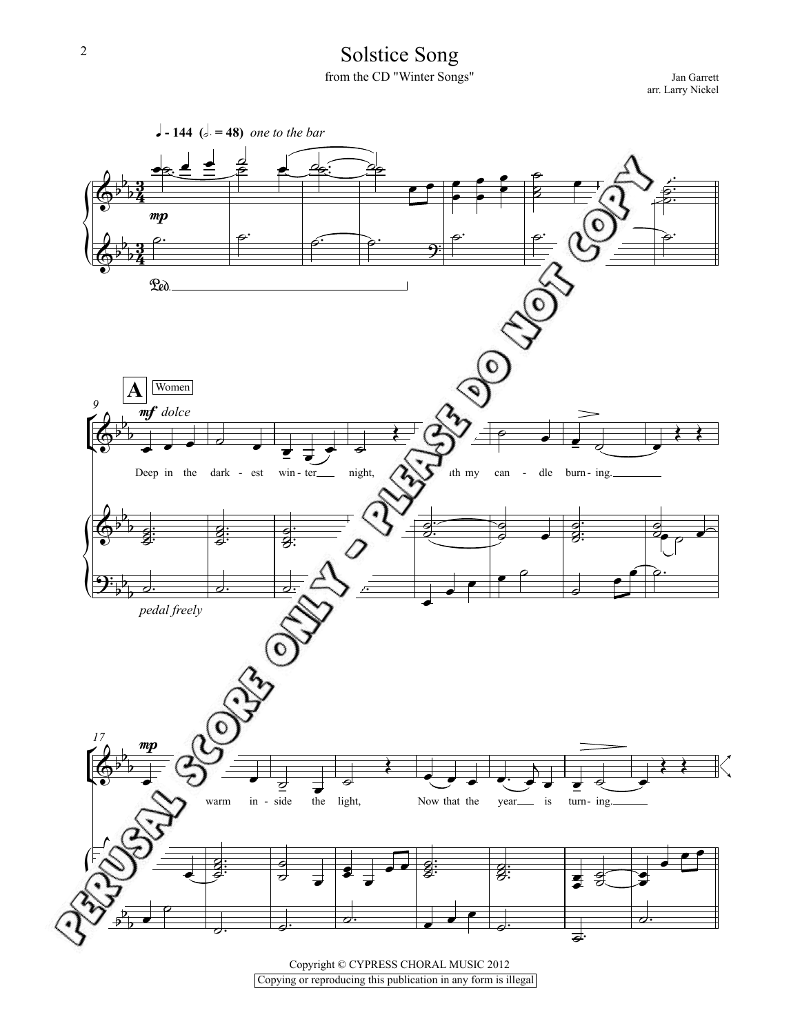# Solstice Song

from the CD "Winter Songs"

Jan Garrett
arr. Larry Nickel

♩ = 144 (𝅗𝅥. = 48) *one to the bar*

*mp*

Ped.

**A** Women

*mf dolce*

Deep in the dark - est win - ter night, with my can - dle burn - ing.

*pedal freely*

*mp*

warm in - side the light, Now that the year is turn - ing.

PERUSAL SCORE ONLY - PLEASE DO NOT COPY

Copyright © CYPRESS CHORAL MUSIC 2012
Copying or reproducing this publication in any form is illegal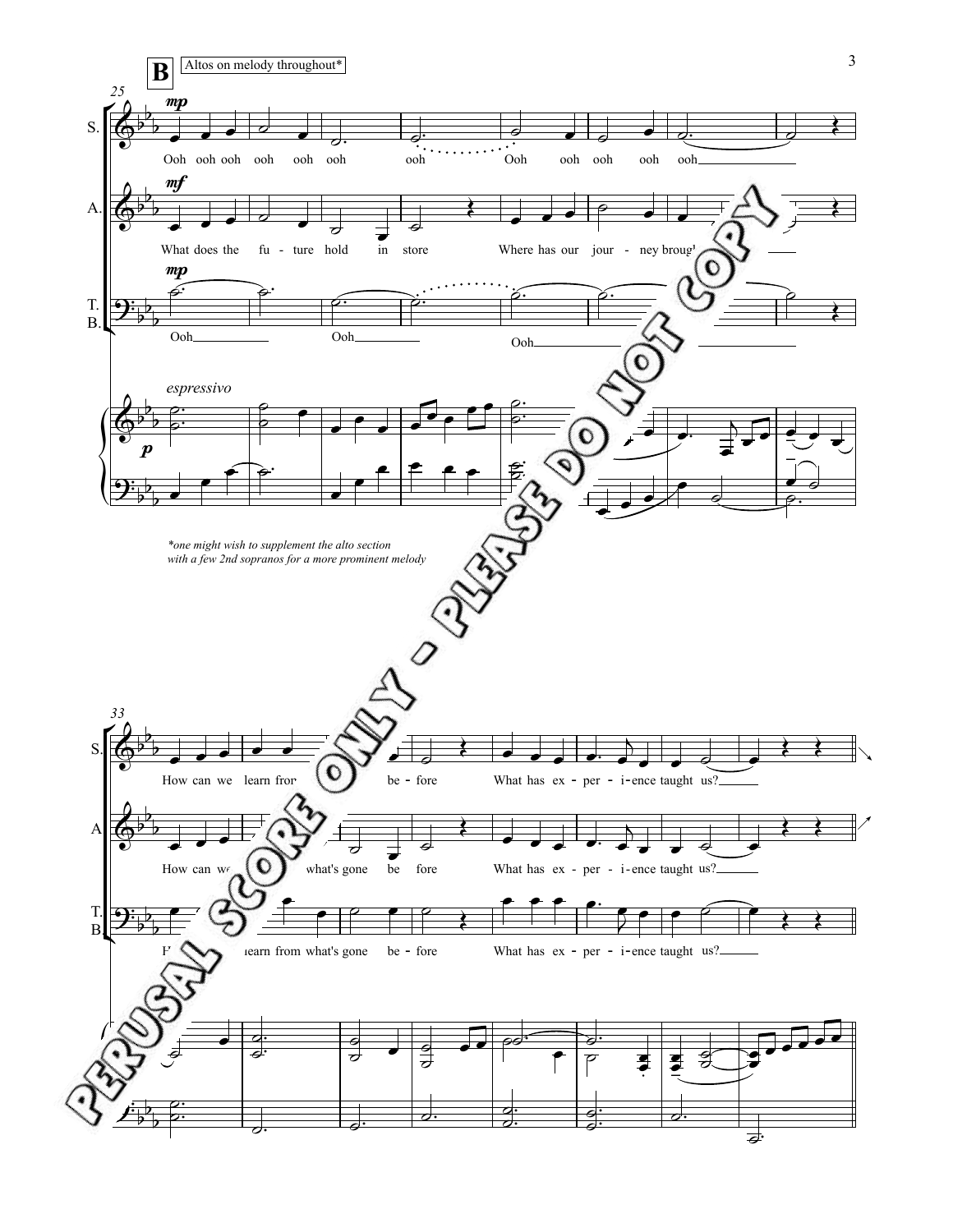**B** Altos on melody throughout*

*one might wish to supplement the alto section with a few 2nd sopranos for a more prominent melody

PERUSAL SCORE ONLY - PLEASE DO NOT COPY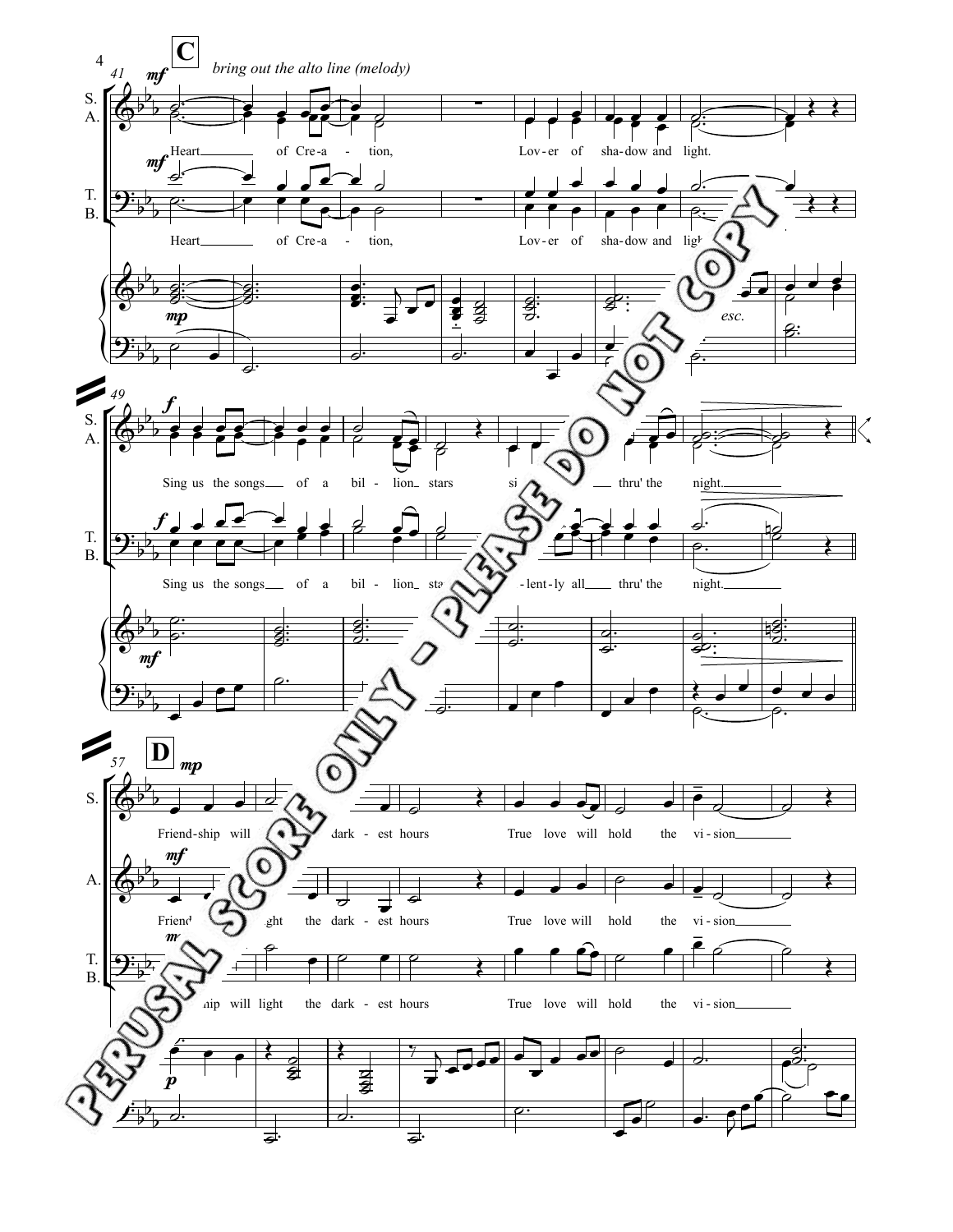**C** *bring out the alto line (melody)*

Heart of Cre-a - tion, Lov-er of sha-dow and light.

Sing us the songs of a bil - lion stars si- lent-ly all thru' the night.

**D**

Friend-ship will light the dark - est hours True love will hold the vi - sion

PERUSAL SCORE ONLY - PLEASE DO NOT COPY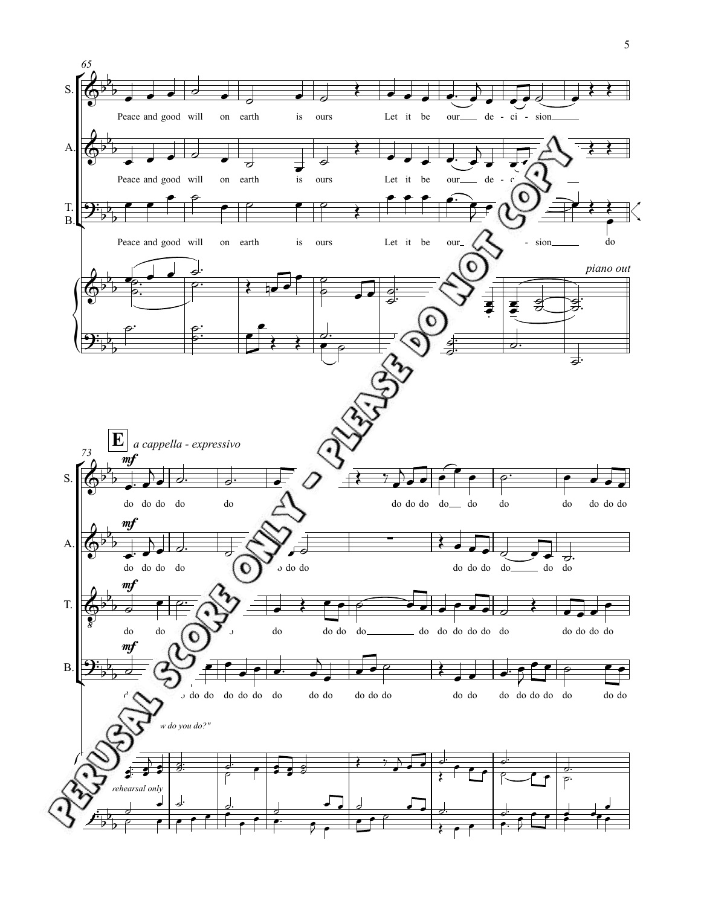Peace and good will on earth is ours Let it be our de - ci - sion

Peace and good will on earth is ours Let it be our de - ci - sion

Peace and good will on earth is ours Let it be our - sion do

*piano out*

**E** *a cappella - expressivo*

*mf*

do do do do do do do do do do do do do do do

do do do do o do do do do do do do do do

do do o do do do do do do do do do do do do do do do

do do do do do do do do do do do do do do do do do do do do

*w do you do?"*

*rehearsal only*

PERUSAL SCORE ONLY - PLEASE DO NOT COPY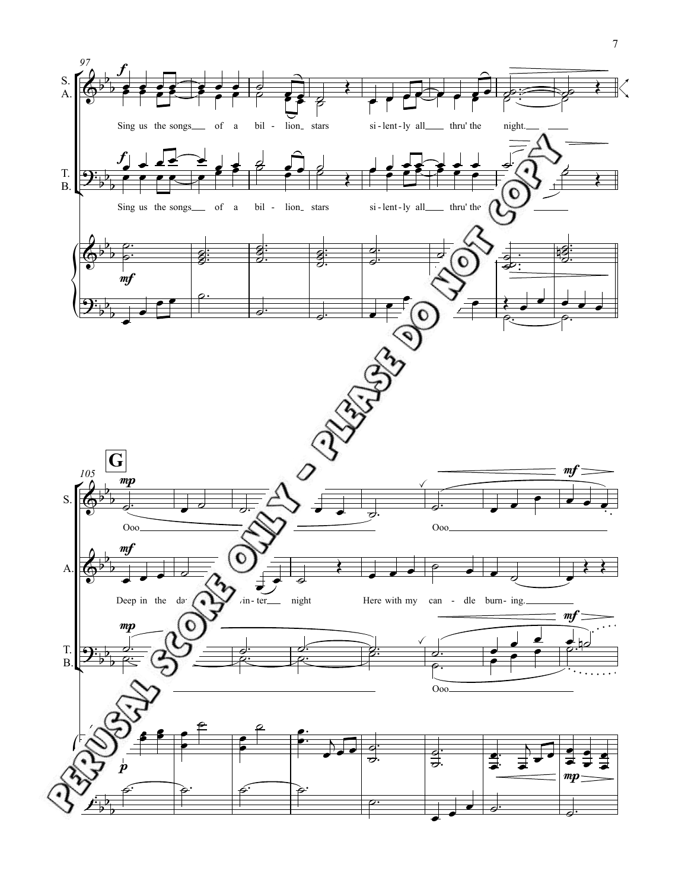97

S.
A.

Sing us the songs of a bil - lion stars si - lent - ly all thru' the night.

T.
B.

Sing us the songs of a bil - lion stars si - lent - ly all thru' the night.

**G**

105

S.

Ooo Ooo

A.

Deep in the dark of the win - ter night Here with my can - dle burn - ing.

T.
B.

Ooo

PERUSAL SCORE ONLY - PLEASE DO NOT COPY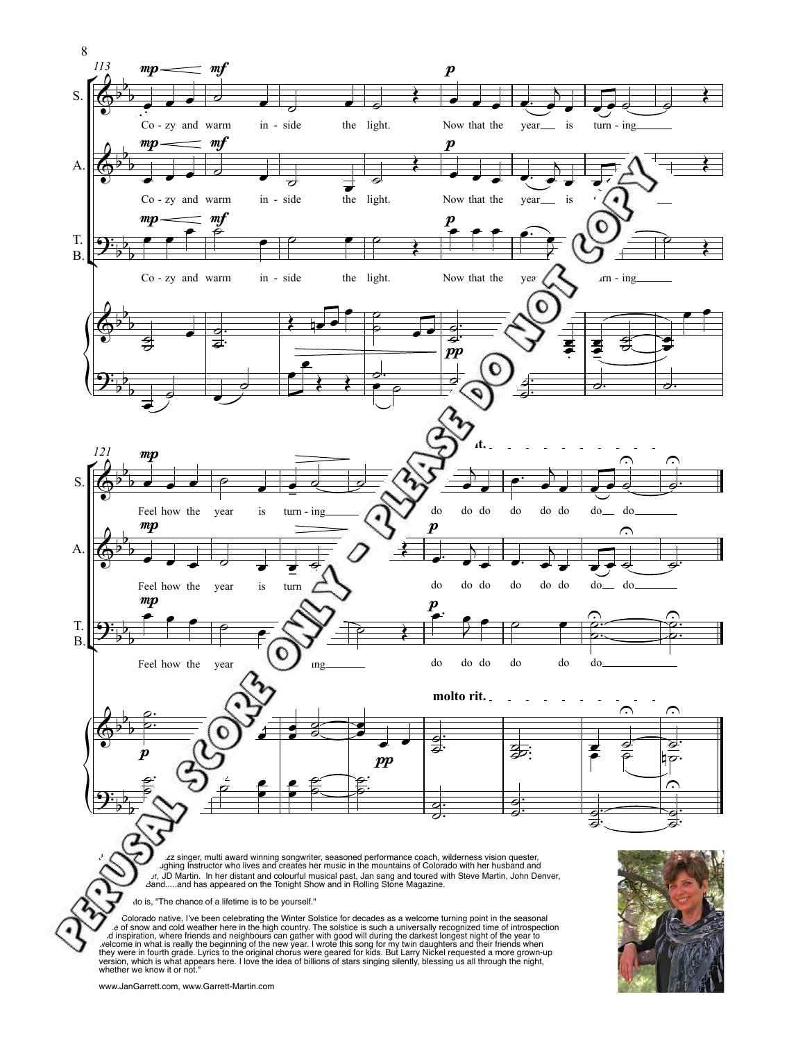J... ...zz singer, multi award winning songwriter, seasoned performance coach, wilderness vision quester, ...ughing Instructor who lives and creates her music in the mountains of Colorado with her husband and ...er, JD Martin. In her distant and colourful musical past, Jan sang and toured with Steve Martin, John Denver, ...Band.....and has appeared on the Tonight Show and in Rolling Stone Magazine.

...tto is, "The chance of a lifetime is to be yourself."

"...Colorado native, I've been celebrating the Winter Solstice for decades as a welcome turning point in the seasonal ...e of snow and cold weather here in the high country. The solstice is such a universally recognized time of introspection ...d inspiration, where friends and neighbours can gather with good will during the darkest longest night of the year to welcome in what is really the beginning of the new year. I wrote this song for my twin daughters and their friends when they were in fourth grade. Lyrics to the original chorus were geared for kids. But Larry Nickel requested a more grown-up version, which is what appears here. I love the idea of billions of stars singing silently, blessing us all through the night, whether we know it or not."

www.JanGarrett.com, www.Garrett-Martin.com